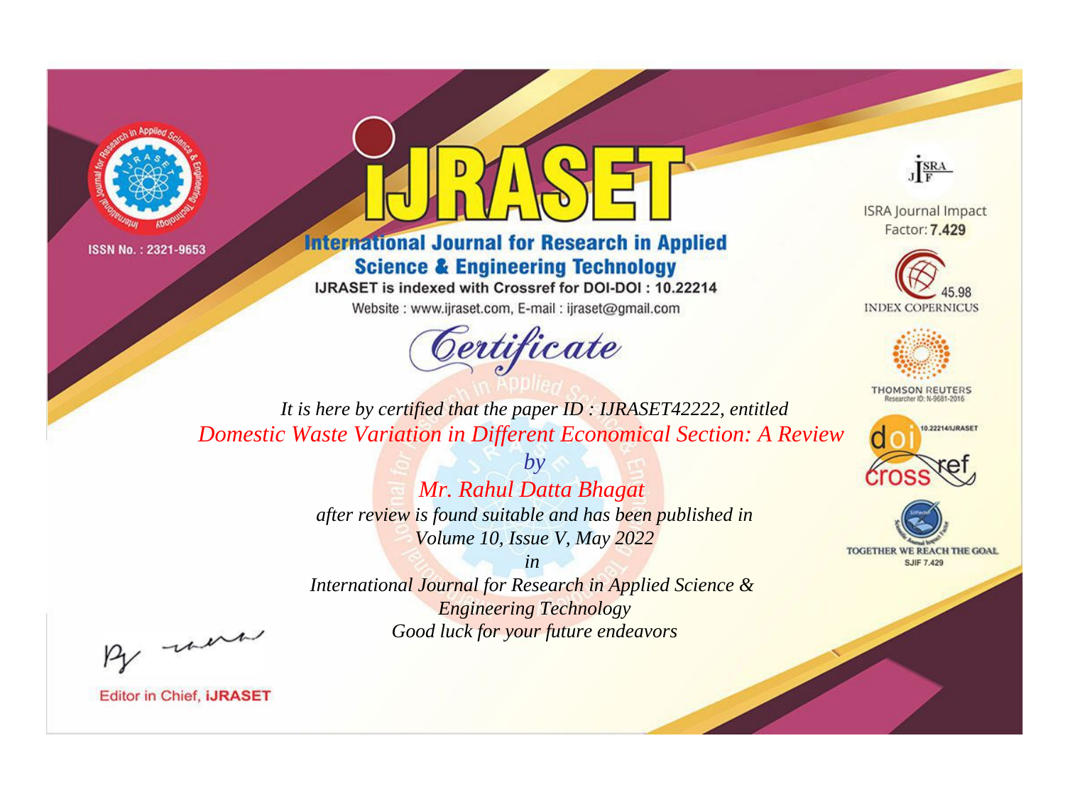ISSN No. : 2321-9653

# IJRASET

## International Journal for Research in Applied Science & Engineering Technology

IJRASET is indexed with Crossref for DOI-DOI : 10.22214

Website : www.ijraset.com, E-mail : ijraset@gmail.com

ISRA Journal Impact Factor: **7.429**

45.98 INDEX COPERNICUS

THOMSON REUTERS Researcher ID: N-9681-2016

10.22214/IJRASET

TOGETHER WE REACH THE GOAL SJIF 7.429

# *Certificate*

*It is here by certified that the paper ID : IJRASET42222, entitled*

*Domestic Waste Variation in Different Economical Section: A Review*

*by*

*Mr. Rahul Datta Bhagat*

*after review is found suitable and has been published in*

*Volume 10, Issue V, May 2022*

*in*

*International Journal for Research in Applied Science & Engineering Technology*

*Good luck for your future endeavors*

Editor in Chief, **IJRASET**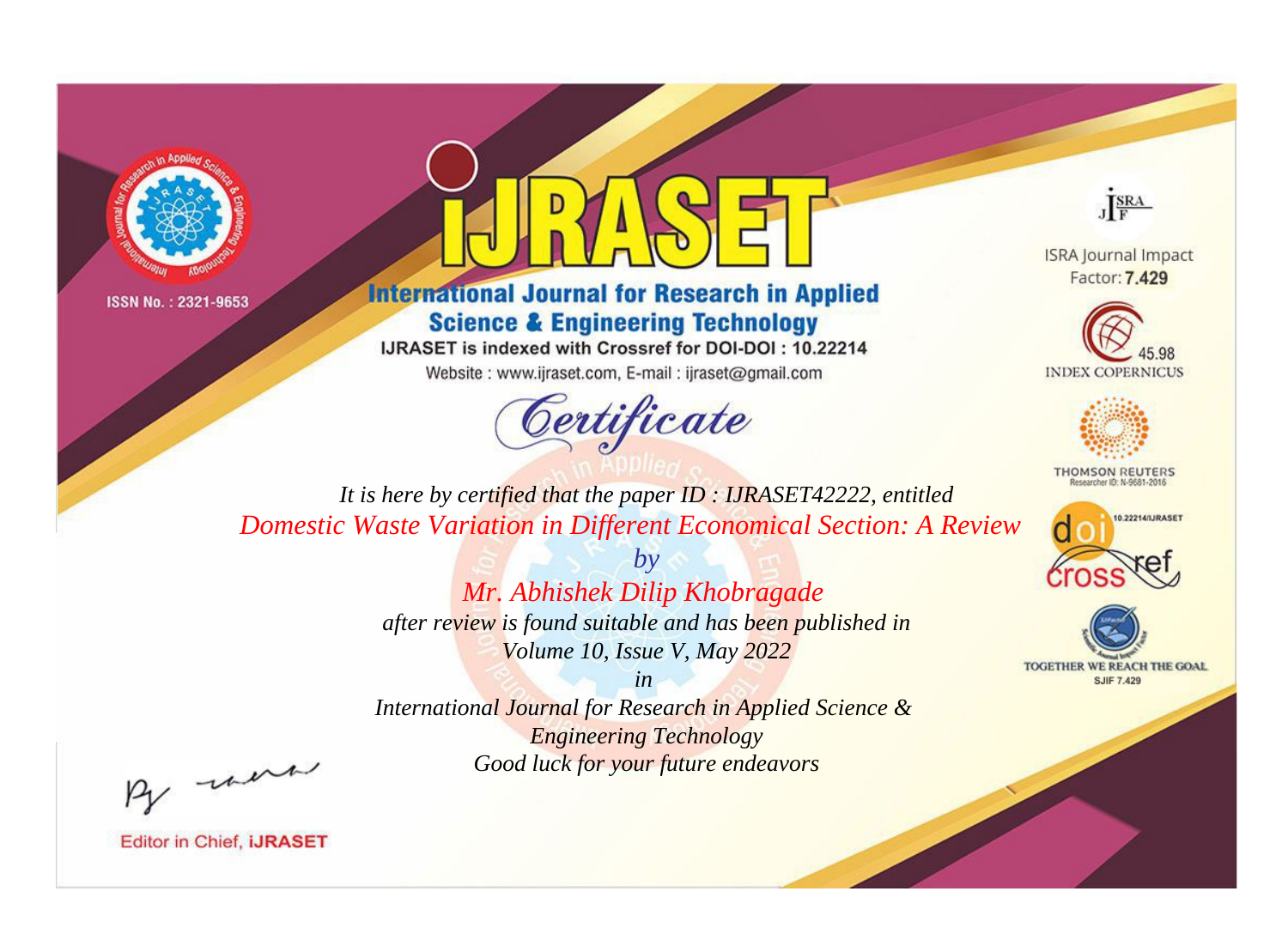ISSN No. : 2321-9653

# iJRASET

## International Journal for Research in Applied Science & Engineering Technology

IJRASET is indexed with Crossref for DOI-DOI : 10.22214

Website : www.ijraset.com, E-mail : ijraset@gmail.com

*Certificate*

*It is here by certified that the paper ID : IJRASET42222, entitled*

*Domestic Waste Variation in Different Economical Section: A Review*

*by*

*Mr. Abhishek Dilip Khobragade*

*after review is found suitable and has been published in*

*Volume 10, Issue V, May 2022*

*in*

*International Journal for Research in Applied Science & Engineering Technology*

*Good luck for your future endeavors*

ISRA Journal Impact Factor: **7.429**

45.98 INDEX COPERNICUS

THOMSON REUTERS Researcher ID: N-9681-2016

10.22214/IJRASET

TOGETHER WE REACH THE GOAL SJIF 7.429

Editor in Chief, **iJRASET**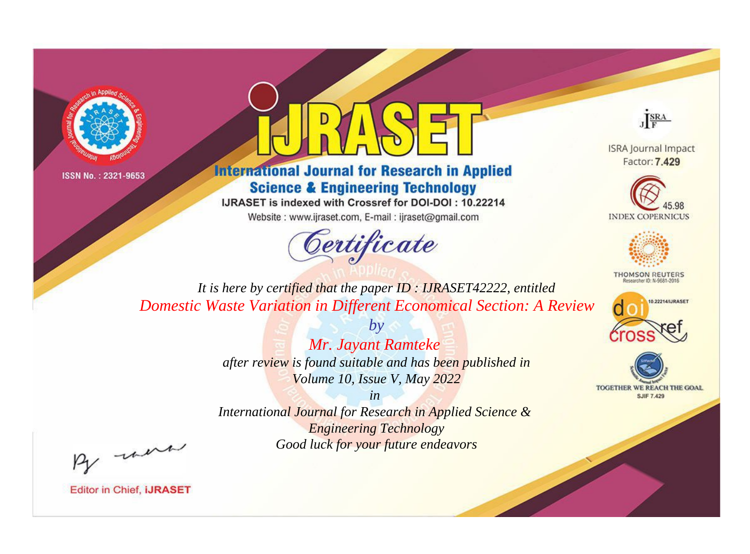ISSN No. : 2321-9653

# iJRASET

## International Journal for Research in Applied Science & Engineering Technology

IJRASET is indexed with Crossref for DOI-DOI : 10.22214

Website : www.ijraset.com, E-mail : ijraset@gmail.com

ISRA Journal Impact Factor: **7.429**

45.98 INDEX COPERNICUS

THOMSON REUTERS Researcher ID: N-9681-2016

10.22214/IJRASET

TOGETHER WE REACH THE GOAL SJIF 7.429

*Certificate*

*It is here by certified that the paper ID : IJRASET42222, entitled*

*Domestic Waste Variation in Different Economical Section: A Review*

*by*

*Mr. Jayant Ramteke*

*after review is found suitable and has been published in*

*Volume 10, Issue V, May 2022*

*in*

*International Journal for Research in Applied Science & Engineering Technology*

*Good luck for your future endeavors*

Editor in Chief, **iJRASET**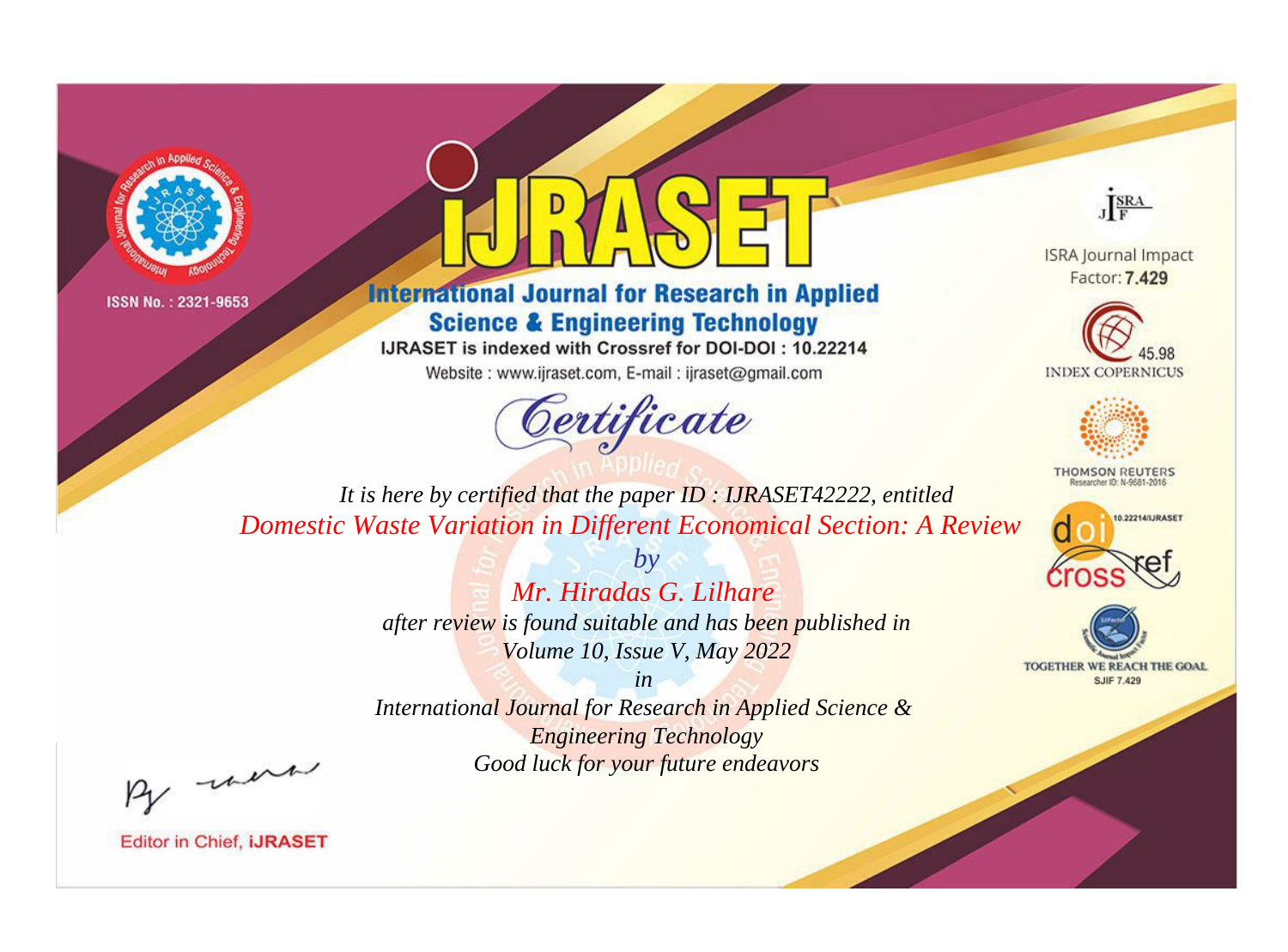ISSN No. : 2321-9653

# iJRASET

## International Journal for Research in Applied Science & Engineering Technology

IJRASET is indexed with Crossref for DOI-DOI : 10.22214

Website : www.ijraset.com, E-mail : ijraset@gmail.com

# Certificate

*It is here by certified that the paper ID : IJRASET42222, entitled*

*Domestic Waste Variation in Different Economical Section: A Review*

*by*

*Mr. Hiradas G. Lilhare*

*after review is found suitable and has been published in*

*Volume 10, Issue V, May 2022*

*in*

*International Journal for Research in Applied Science & Engineering Technology*

*Good luck for your future endeavors*

ISRA Journal Impact Factor: **7.429**

45.98 INDEX COPERNICUS

THOMSON REUTERS Researcher ID: N-9681-2016

10.22214/IJRASET

TOGETHER WE REACH THE GOAL SJIF 7.429

Editor in Chief, **iJRASET**